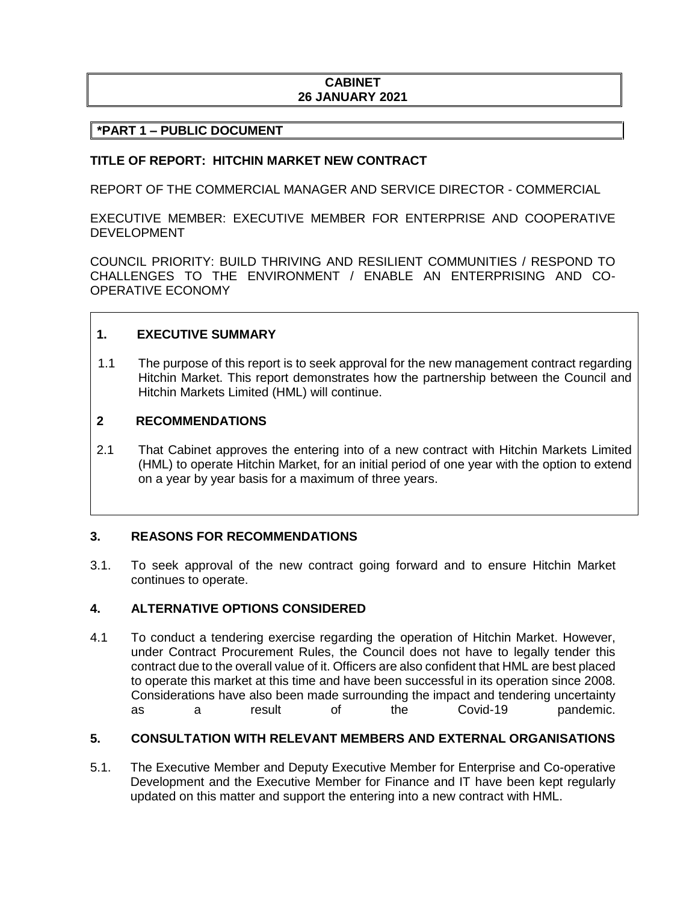**CABINET**
**26 JANUARY 2021**

**\*PART 1 – PUBLIC DOCUMENT**

**TITLE OF REPORT: HITCHIN MARKET NEW CONTRACT**

REPORT OF THE COMMERCIAL MANAGER AND SERVICE DIRECTOR - COMMERCIAL

EXECUTIVE MEMBER: EXECUTIVE MEMBER FOR ENTERPRISE AND COOPERATIVE DEVELOPMENT

COUNCIL PRIORITY: BUILD THRIVING AND RESILIENT COMMUNITIES / RESPOND TO CHALLENGES TO THE ENVIRONMENT / ENABLE AN ENTERPRISING AND CO-OPERATIVE ECONOMY

## 1. EXECUTIVE SUMMARY

1.1 The purpose of this report is to seek approval for the new management contract regarding Hitchin Market. This report demonstrates how the partnership between the Council and Hitchin Markets Limited (HML) will continue.

## 2 RECOMMENDATIONS

2.1 That Cabinet approves the entering into of a new contract with Hitchin Markets Limited (HML) to operate Hitchin Market, for an initial period of one year with the option to extend on a year by year basis for a maximum of three years.

## 3. REASONS FOR RECOMMENDATIONS

3.1. To seek approval of the new contract going forward and to ensure Hitchin Market continues to operate.

## 4. ALTERNATIVE OPTIONS CONSIDERED

4.1 To conduct a tendering exercise regarding the operation of Hitchin Market. However, under Contract Procurement Rules, the Council does not have to legally tender this contract due to the overall value of it. Officers are also confident that HML are best placed to operate this market at this time and have been successful in its operation since 2008. Considerations have also been made surrounding the impact and tendering uncertainty as a result of the Covid-19 pandemic.

## 5. CONSULTATION WITH RELEVANT MEMBERS AND EXTERNAL ORGANISATIONS

5.1. The Executive Member and Deputy Executive Member for Enterprise and Co-operative Development and the Executive Member for Finance and IT have been kept regularly updated on this matter and support the entering into a new contract with HML.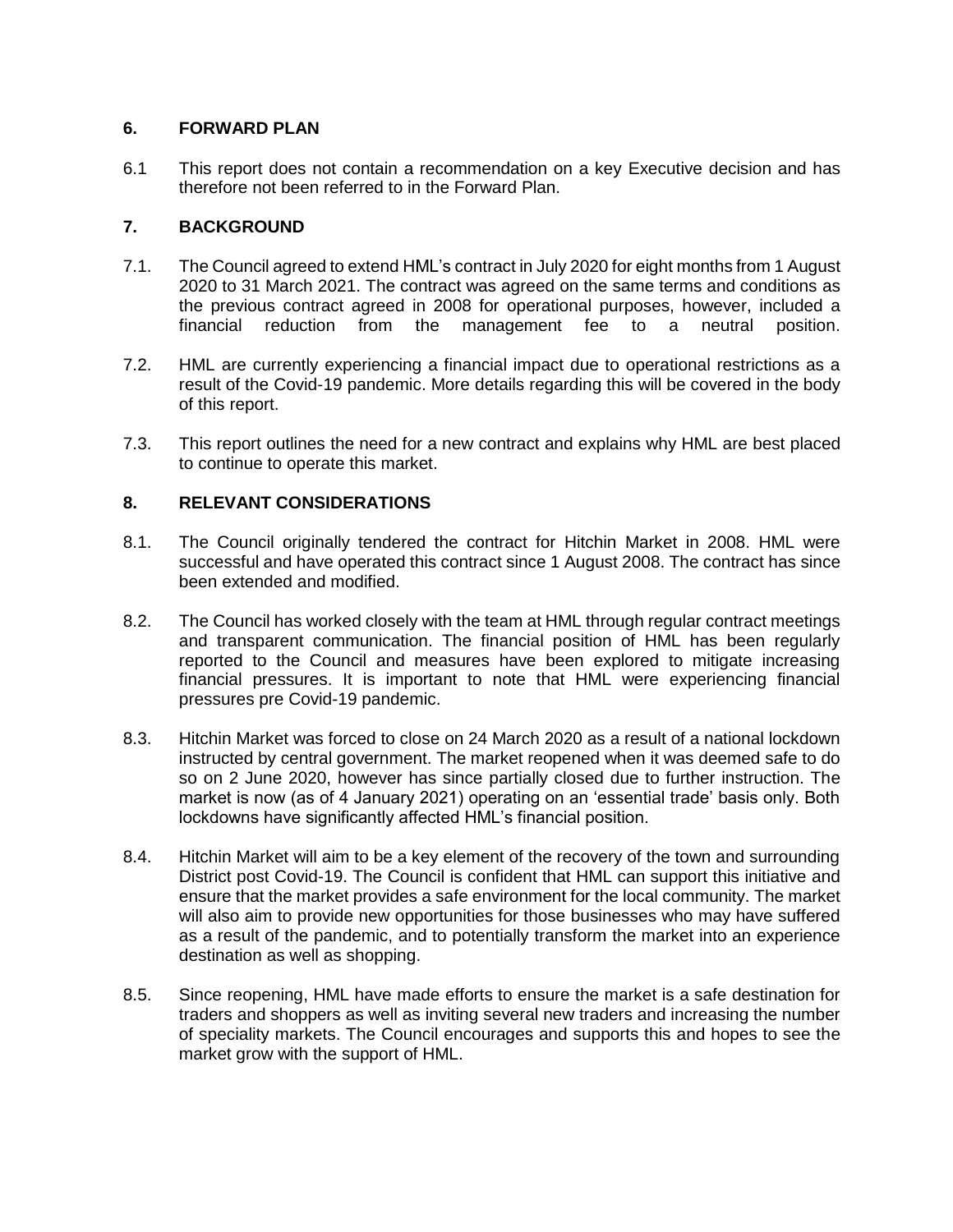## 6. FORWARD PLAN

6.1 This report does not contain a recommendation on a key Executive decision and has therefore not been referred to in the Forward Plan.

## 7. BACKGROUND

7.1. The Council agreed to extend HML's contract in July 2020 for eight months from 1 August 2020 to 31 March 2021. The contract was agreed on the same terms and conditions as the previous contract agreed in 2008 for operational purposes, however, included a financial reduction from the management fee to a neutral position.

7.2. HML are currently experiencing a financial impact due to operational restrictions as a result of the Covid-19 pandemic. More details regarding this will be covered in the body of this report.

7.3. This report outlines the need for a new contract and explains why HML are best placed to continue to operate this market.

## 8. RELEVANT CONSIDERATIONS

8.1. The Council originally tendered the contract for Hitchin Market in 2008. HML were successful and have operated this contract since 1 August 2008. The contract has since been extended and modified.

8.2. The Council has worked closely with the team at HML through regular contract meetings and transparent communication. The financial position of HML has been regularly reported to the Council and measures have been explored to mitigate increasing financial pressures. It is important to note that HML were experiencing financial pressures pre Covid-19 pandemic.

8.3. Hitchin Market was forced to close on 24 March 2020 as a result of a national lockdown instructed by central government. The market reopened when it was deemed safe to do so on 2 June 2020, however has since partially closed due to further instruction. The market is now (as of 4 January 2021) operating on an 'essential trade' basis only. Both lockdowns have significantly affected HML's financial position.

8.4. Hitchin Market will aim to be a key element of the recovery of the town and surrounding District post Covid-19. The Council is confident that HML can support this initiative and ensure that the market provides a safe environment for the local community. The market will also aim to provide new opportunities for those businesses who may have suffered as a result of the pandemic, and to potentially transform the market into an experience destination as well as shopping.

8.5. Since reopening, HML have made efforts to ensure the market is a safe destination for traders and shoppers as well as inviting several new traders and increasing the number of speciality markets. The Council encourages and supports this and hopes to see the market grow with the support of HML.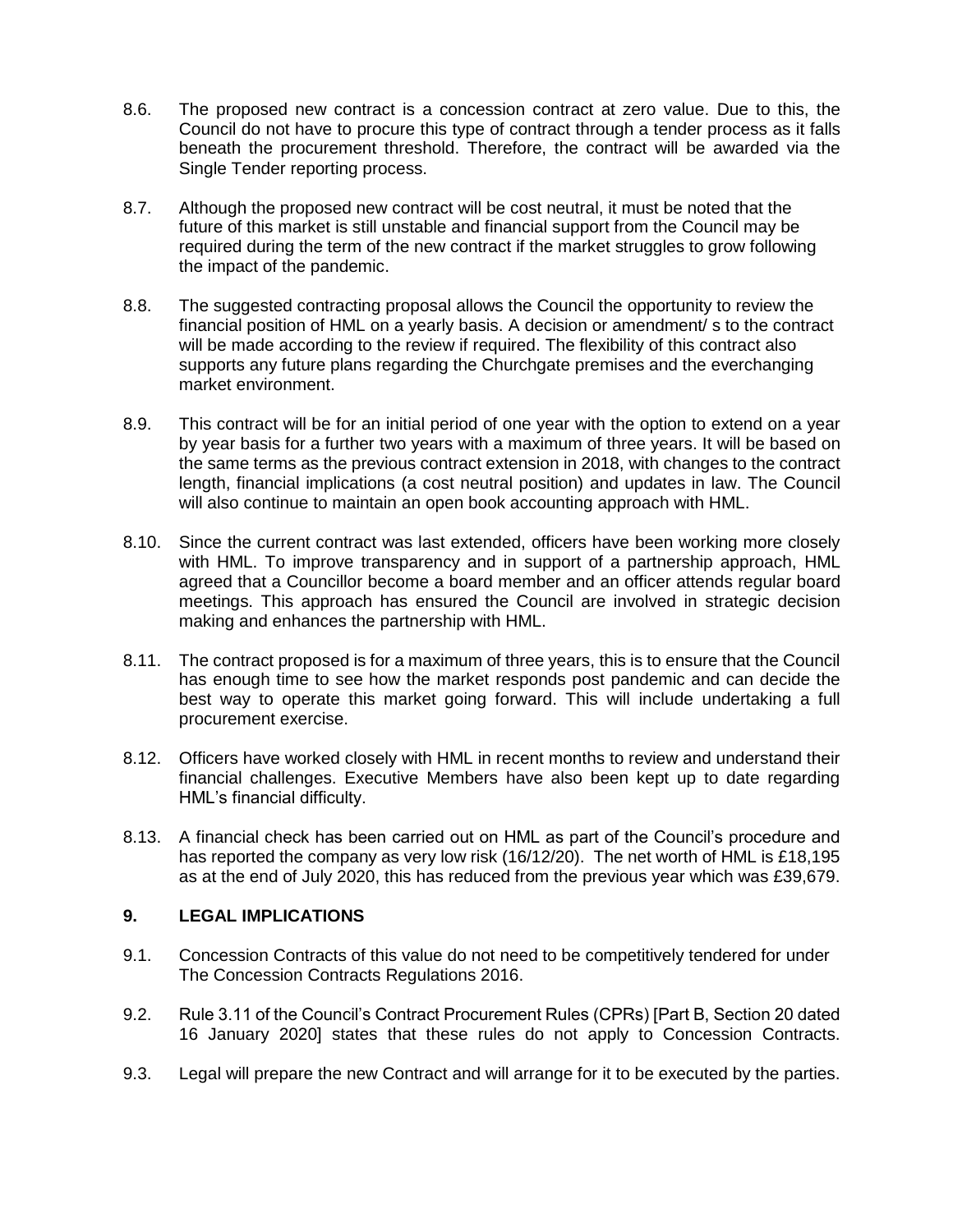8.6. The proposed new contract is a concession contract at zero value. Due to this, the Council do not have to procure this type of contract through a tender process as it falls beneath the procurement threshold. Therefore, the contract will be awarded via the Single Tender reporting process.

8.7. Although the proposed new contract will be cost neutral, it must be noted that the future of this market is still unstable and financial support from the Council may be required during the term of the new contract if the market struggles to grow following the impact of the pandemic.

8.8. The suggested contracting proposal allows the Council the opportunity to review the financial position of HML on a yearly basis. A decision or amendment/ s to the contract will be made according to the review if required. The flexibility of this contract also supports any future plans regarding the Churchgate premises and the everchanging market environment.

8.9. This contract will be for an initial period of one year with the option to extend on a year by year basis for a further two years with a maximum of three years. It will be based on the same terms as the previous contract extension in 2018, with changes to the contract length, financial implications (a cost neutral position) and updates in law. The Council will also continue to maintain an open book accounting approach with HML.

8.10. Since the current contract was last extended, officers have been working more closely with HML. To improve transparency and in support of a partnership approach, HML agreed that a Councillor become a board member and an officer attends regular board meetings. This approach has ensured the Council are involved in strategic decision making and enhances the partnership with HML.

8.11. The contract proposed is for a maximum of three years, this is to ensure that the Council has enough time to see how the market responds post pandemic and can decide the best way to operate this market going forward. This will include undertaking a full procurement exercise.

8.12. Officers have worked closely with HML in recent months to review and understand their financial challenges. Executive Members have also been kept up to date regarding HML's financial difficulty.

8.13. A financial check has been carried out on HML as part of the Council's procedure and has reported the company as very low risk (16/12/20). The net worth of HML is £18,195 as at the end of July 2020, this has reduced from the previous year which was £39,679.

## 9. LEGAL IMPLICATIONS

9.1. Concession Contracts of this value do not need to be competitively tendered for under The Concession Contracts Regulations 2016.

9.2. Rule 3.11 of the Council's Contract Procurement Rules (CPRs) [Part B, Section 20 dated 16 January 2020] states that these rules do not apply to Concession Contracts.

9.3. Legal will prepare the new Contract and will arrange for it to be executed by the parties.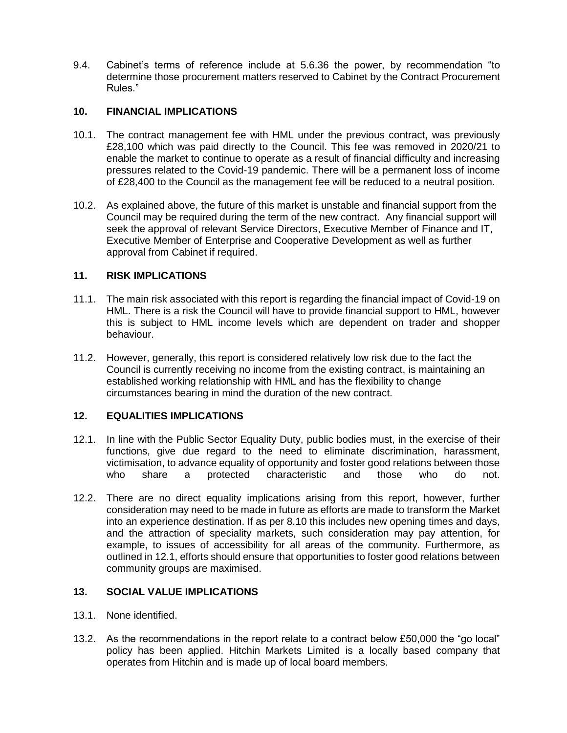9.4. Cabinet's terms of reference include at 5.6.36 the power, by recommendation "to determine those procurement matters reserved to Cabinet by the Contract Procurement Rules."

## 10. FINANCIAL IMPLICATIONS

10.1. The contract management fee with HML under the previous contract, was previously £28,100 which was paid directly to the Council. This fee was removed in 2020/21 to enable the market to continue to operate as a result of financial difficulty and increasing pressures related to the Covid-19 pandemic. There will be a permanent loss of income of £28,400 to the Council as the management fee will be reduced to a neutral position.

10.2. As explained above, the future of this market is unstable and financial support from the Council may be required during the term of the new contract. Any financial support will seek the approval of relevant Service Directors, Executive Member of Finance and IT, Executive Member of Enterprise and Cooperative Development as well as further approval from Cabinet if required.

## 11. RISK IMPLICATIONS

11.1. The main risk associated with this report is regarding the financial impact of Covid-19 on HML. There is a risk the Council will have to provide financial support to HML, however this is subject to HML income levels which are dependent on trader and shopper behaviour.

11.2. However, generally, this report is considered relatively low risk due to the fact the Council is currently receiving no income from the existing contract, is maintaining an established working relationship with HML and has the flexibility to change circumstances bearing in mind the duration of the new contract.

## 12. EQUALITIES IMPLICATIONS

12.1. In line with the Public Sector Equality Duty, public bodies must, in the exercise of their functions, give due regard to the need to eliminate discrimination, harassment, victimisation, to advance equality of opportunity and foster good relations between those who share a protected characteristic and those who do not.

12.2. There are no direct equality implications arising from this report, however, further consideration may need to be made in future as efforts are made to transform the Market into an experience destination. If as per 8.10 this includes new opening times and days, and the attraction of speciality markets, such consideration may pay attention, for example, to issues of accessibility for all areas of the community. Furthermore, as outlined in 12.1, efforts should ensure that opportunities to foster good relations between community groups are maximised.

## 13. SOCIAL VALUE IMPLICATIONS

13.1. None identified.

13.2. As the recommendations in the report relate to a contract below £50,000 the "go local" policy has been applied. Hitchin Markets Limited is a locally based company that operates from Hitchin and is made up of local board members.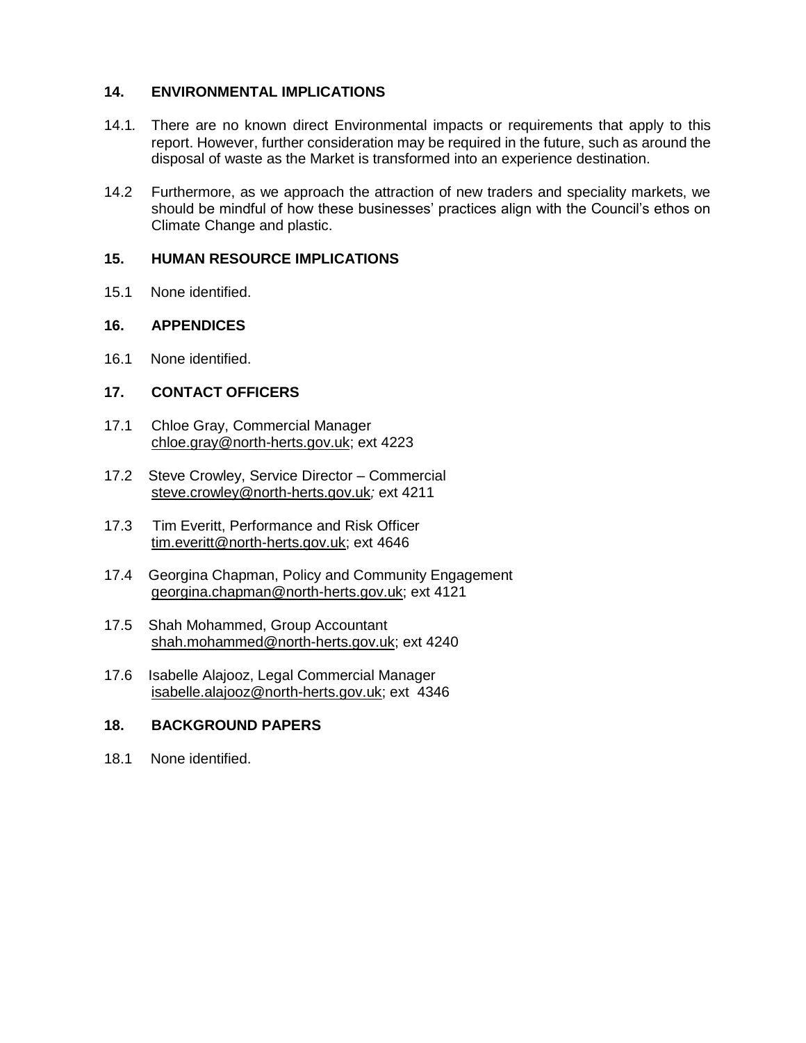## 14. ENVIRONMENTAL IMPLICATIONS

14.1. There are no known direct Environmental impacts or requirements that apply to this report. However, further consideration may be required in the future, such as around the disposal of waste as the Market is transformed into an experience destination.

14.2 Furthermore, as we approach the attraction of new traders and speciality markets, we should be mindful of how these businesses' practices align with the Council's ethos on Climate Change and plastic.

## 15. HUMAN RESOURCE IMPLICATIONS

15.1 None identified.

## 16. APPENDICES

16.1 None identified.

## 17. CONTACT OFFICERS

17.1 Chloe Gray, Commercial Manager
chloe.gray@north-herts.gov.uk; ext 4223

17.2 Steve Crowley, Service Director – Commercial
steve.crowley@north-herts.gov.uk*;* ext 4211

17.3 Tim Everitt, Performance and Risk Officer
tim.everitt@north-herts.gov.uk; ext 4646

17.4 Georgina Chapman, Policy and Community Engagement
georgina.chapman@north-herts.gov.uk; ext 4121

17.5 Shah Mohammed, Group Accountant
shah.mohammed@north-herts.gov.uk; ext 4240

17.6 Isabelle Alajooz, Legal Commercial Manager
isabelle.alajooz@north-herts.gov.uk; ext 4346

## 18. BACKGROUND PAPERS

18.1 None identified.